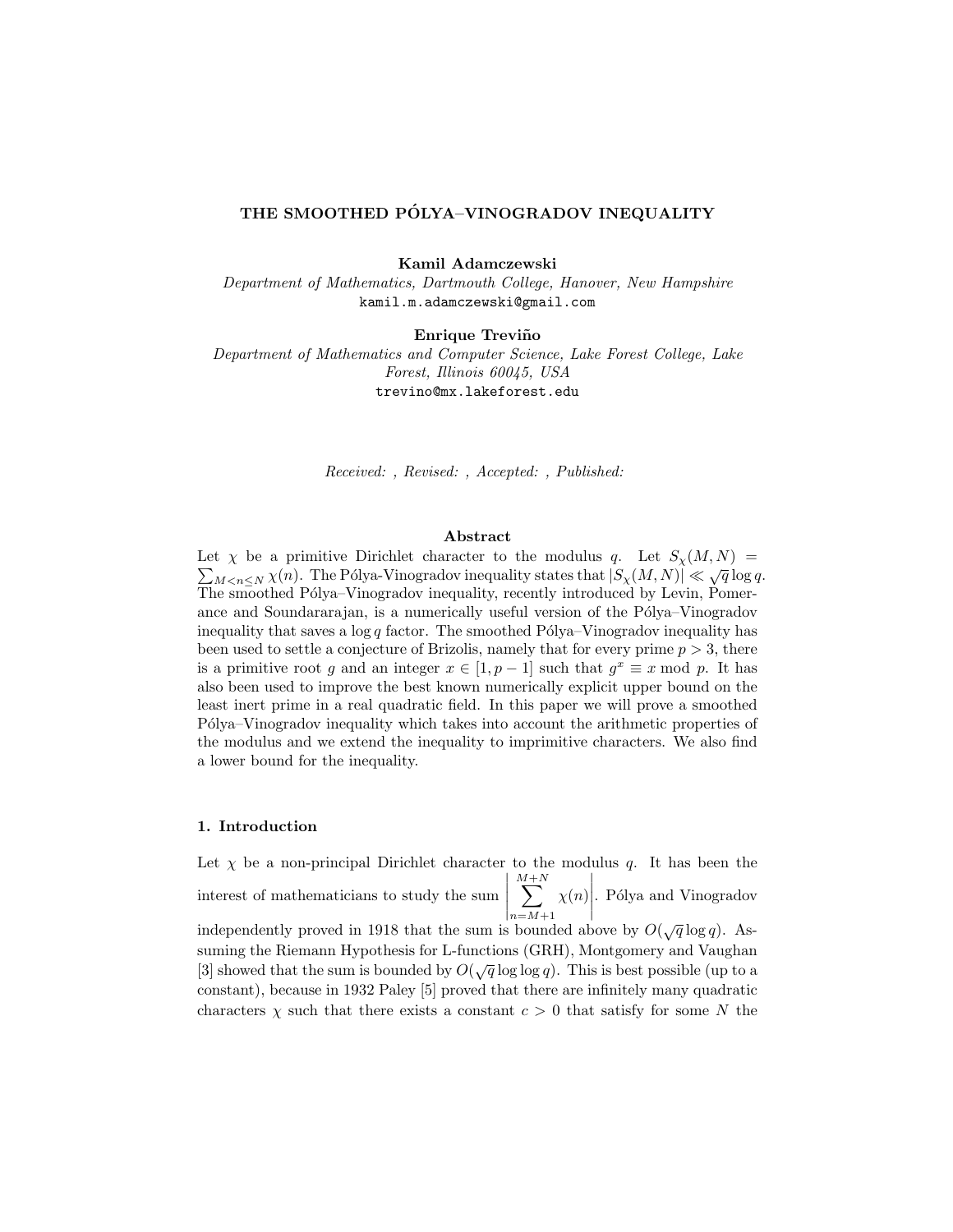# THE SMOOTHED PÓLYA–VINOGRADOV INEQUALITY

**Kamil Adamczewski**
*Department of Mathematics, Dartmouth College, Hanover, New Hampshire*
`kamil.m.adamczewski@gmail.com`

**Enrique Treviño**
*Department of Mathematics and Computer Science, Lake Forest College, Lake Forest, Illinois 60045, USA*
`trevino@mx.lakeforest.edu`

*Received: , Revised: , Accepted: , Published:*

## Abstract

Let $\chi$ be a primitive Dirichlet character to the modulus $q$. Let $S_\chi(M,N) = \sum_{M<n\le N} \chi(n)$. The Pólya-Vinogradov inequality states that $|S_\chi(M,N)| \ll \sqrt{q}\log q$. The smoothed Pólya–Vinogradov inequality, recently introduced by Levin, Pomerance and Soundararajan, is a numerically useful version of the Pólya–Vinogradov inequality that saves a $\log q$ factor. The smoothed Pólya–Vinogradov inequality has been used to settle a conjecture of Brizolis, namely that for every prime $p > 3$, there is a primitive root $g$ and an integer $x \in [1, p-1]$ such that $g^x \equiv x \bmod p$. It has also been used to improve the best known numerically explicit upper bound on the least inert prime in a real quadratic field. In this paper we will prove a smoothed Pólya–Vinogradov inequality which takes into account the arithmetic properties of the modulus and we extend the inequality to imprimitive characters. We also find a lower bound for the inequality.

## 1. Introduction

Let $\chi$ be a non-principal Dirichlet character to the modulus $q$. It has been the interest of mathematicians to study the sum $\left|\sum_{n=M+1}^{M+N} \chi(n)\right|$. Pólya and Vinogradov independently proved in 1918 that the sum is bounded above by $O(\sqrt{q}\log q)$. Assuming the Riemann Hypothesis for L-functions (GRH), Montgomery and Vaughan [3] showed that the sum is bounded by $O(\sqrt{q}\log\log q)$. This is best possible (up to a constant), because in 1932 Paley [5] proved that there are infinitely many quadratic characters $\chi$ such that there exists a constant $c > 0$ that satisfy for some $N$ the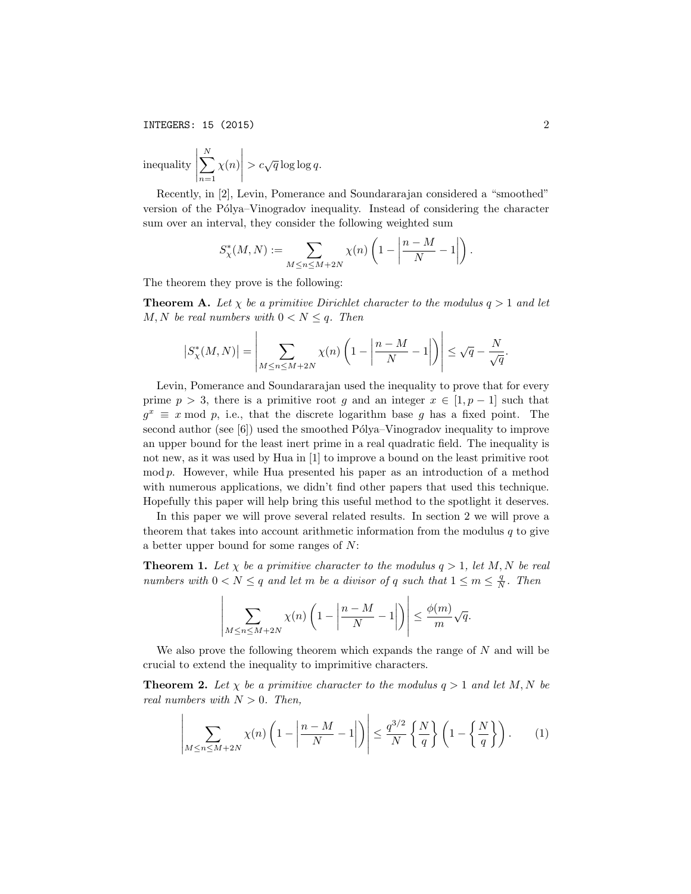inequality $\left|\sum_{n=1}^{N} \chi(n)\right| > c\sqrt{q}\log\log q$.

Recently, in [2], Levin, Pomerance and Soundararajan considered a "smoothed" version of the Pólya–Vinogradov inequality. Instead of considering the character sum over an interval, they consider the following weighted sum

$$S_\chi^*(M,N) := \sum_{M \le n \le M+2N} \chi(n)\left(1 - \left|\frac{n-M}{N} - 1\right|\right).$$

The theorem they prove is the following:

**Theorem A.** *Let $\chi$ be a primitive Dirichlet character to the modulus $q > 1$ and let $M, N$ be real numbers with $0 < N \le q$. Then*

$$\left|S_\chi^*(M,N)\right| = \left|\sum_{M \le n \le M+2N} \chi(n)\left(1 - \left|\frac{n-M}{N} - 1\right|\right)\right| \le \sqrt{q} - \frac{N}{\sqrt{q}}.$$

Levin, Pomerance and Soundararajan used the inequality to prove that for every prime $p > 3$, there is a primitive root $g$ and an integer $x \in [1, p-1]$ such that $g^x \equiv x \bmod p$, i.e., that the discrete logarithm base $g$ has a fixed point. The second author (see [6]) used the smoothed Pólya–Vinogradov inequality to improve an upper bound for the least inert prime in a real quadratic field. The inequality is not new, as it was used by Hua in [1] to improve a bound on the least primitive root $\bmod\, p$. However, while Hua presented his paper as an introduction of a method with numerous applications, we didn't find other papers that used this technique. Hopefully this paper will help bring this useful method to the spotlight it deserves.

In this paper we will prove several related results. In section 2 we will prove a theorem that takes into account arithmetic information from the modulus $q$ to give a better upper bound for some ranges of $N$:

**Theorem 1.** *Let $\chi$ be a primitive character to the modulus $q > 1$, let $M, N$ be real numbers with $0 < N \le q$ and let $m$ be a divisor of $q$ such that $1 \le m \le \frac{q}{N}$. Then*

$$\left|\sum_{M \le n \le M+2N} \chi(n)\left(1 - \left|\frac{n-M}{N} - 1\right|\right)\right| \le \frac{\phi(m)}{m}\sqrt{q}.$$

We also prove the following theorem which expands the range of $N$ and will be crucial to extend the inequality to imprimitive characters.

**Theorem 2.** *Let $\chi$ be a primitive character to the modulus $q > 1$ and let $M, N$ be real numbers with $N > 0$. Then,*

$$\left|\sum_{M \le n \le M+2N} \chi(n)\left(1 - \left|\frac{n-M}{N} - 1\right|\right)\right| \le \frac{q^{3/2}}{N}\left\{\frac{N}{q}\right\}\left(1 - \left\{\frac{N}{q}\right\}\right). \tag{1}$$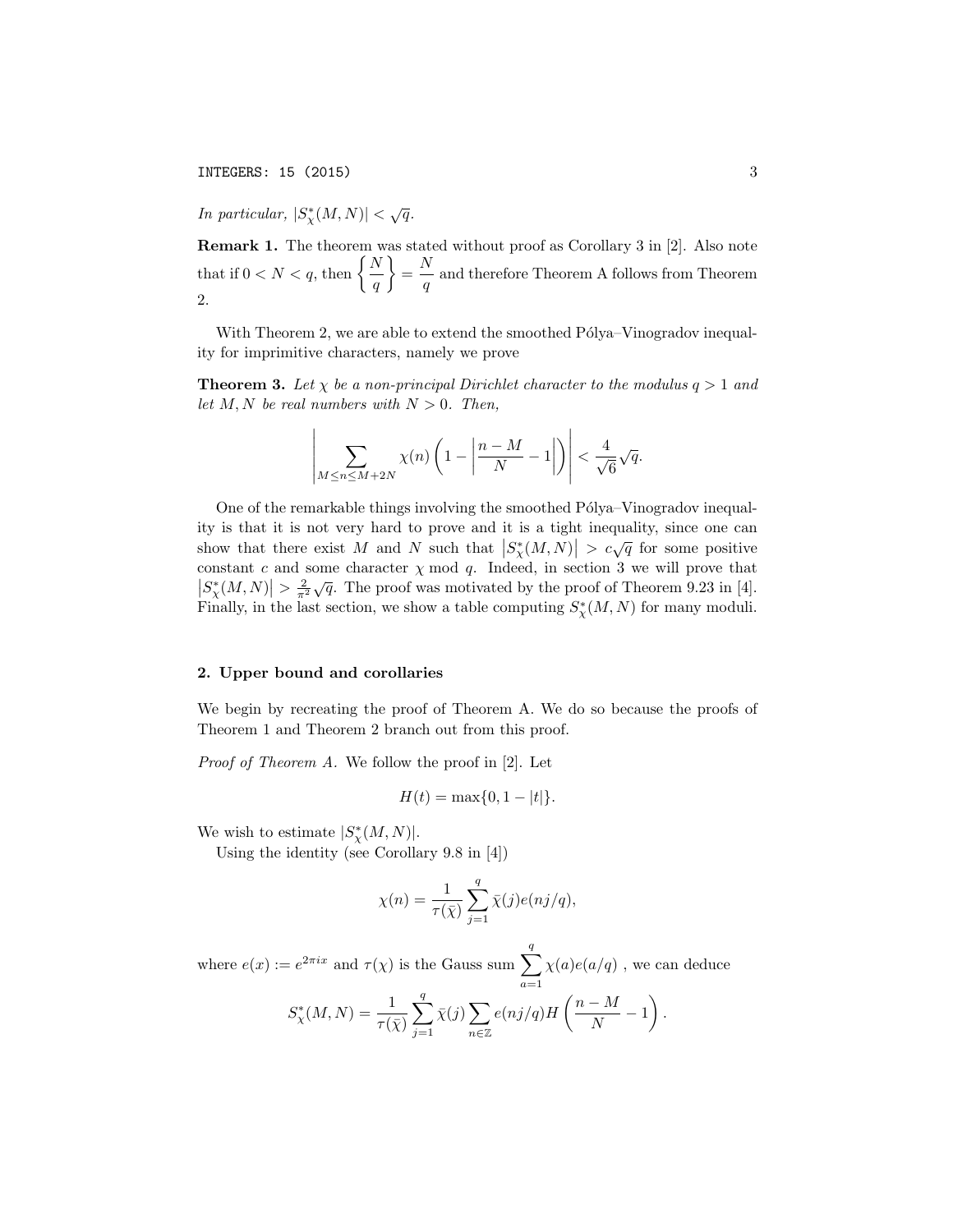*In particular,* $|S^*_\chi(M,N)| < \sqrt{q}$.

**Remark 1.** The theorem was stated without proof as Corollary 3 in [2]. Also note that if $0 < N < q$, then $\left\{\dfrac{N}{q}\right\} = \dfrac{N}{q}$ and therefore Theorem A follows from Theorem 2.

With Theorem 2, we are able to extend the smoothed Pólya–Vinogradov inequality for imprimitive characters, namely we prove

**Theorem 3.** *Let $\chi$ be a non-principal Dirichlet character to the modulus $q > 1$ and let $M, N$ be real numbers with $N > 0$. Then,*

$$\left|\sum_{M \le n \le M+2N} \chi(n)\left(1 - \left|\frac{n-M}{N} - 1\right|\right)\right| < \frac{4}{\sqrt{6}}\sqrt{q}.$$

One of the remarkable things involving the smoothed Pólya–Vinogradov inequality is that it is not very hard to prove and it is a tight inequality, since one can show that there exist $M$ and $N$ such that $\left|S^*_\chi(M,N)\right| > c\sqrt{q}$ for some positive constant $c$ and some character $\chi$ mod $q$. Indeed, in section 3 we will prove that $\left|S^*_\chi(M,N)\right| > \frac{2}{\pi^2}\sqrt{q}$. The proof was motivated by the proof of Theorem 9.23 in [4]. Finally, in the last section, we show a table computing $S^*_\chi(M,N)$ for many moduli.

## 2. Upper bound and corollaries

We begin by recreating the proof of Theorem A. We do so because the proofs of Theorem 1 and Theorem 2 branch out from this proof.

*Proof of Theorem A.* We follow the proof in [2]. Let

$$H(t) = \max\{0, 1 - |t|\}.$$

We wish to estimate $|S^*_\chi(M,N)|$.

Using the identity (see Corollary 9.8 in [4])

$$\chi(n) = \frac{1}{\tau(\bar{\chi})}\sum_{j=1}^{q} \bar{\chi}(j) e(nj/q),$$

where $e(x) := e^{2\pi i x}$ and $\tau(\chi)$ is the Gauss sum $\displaystyle\sum_{a=1}^{q} \chi(a)e(a/q)$ , we can deduce

$$S^*_\chi(M,N) = \frac{1}{\tau(\bar{\chi})}\sum_{j=1}^{q} \bar{\chi}(j) \sum_{n \in \mathbb{Z}} e(nj/q) H\left(\frac{n-M}{N} - 1\right).$$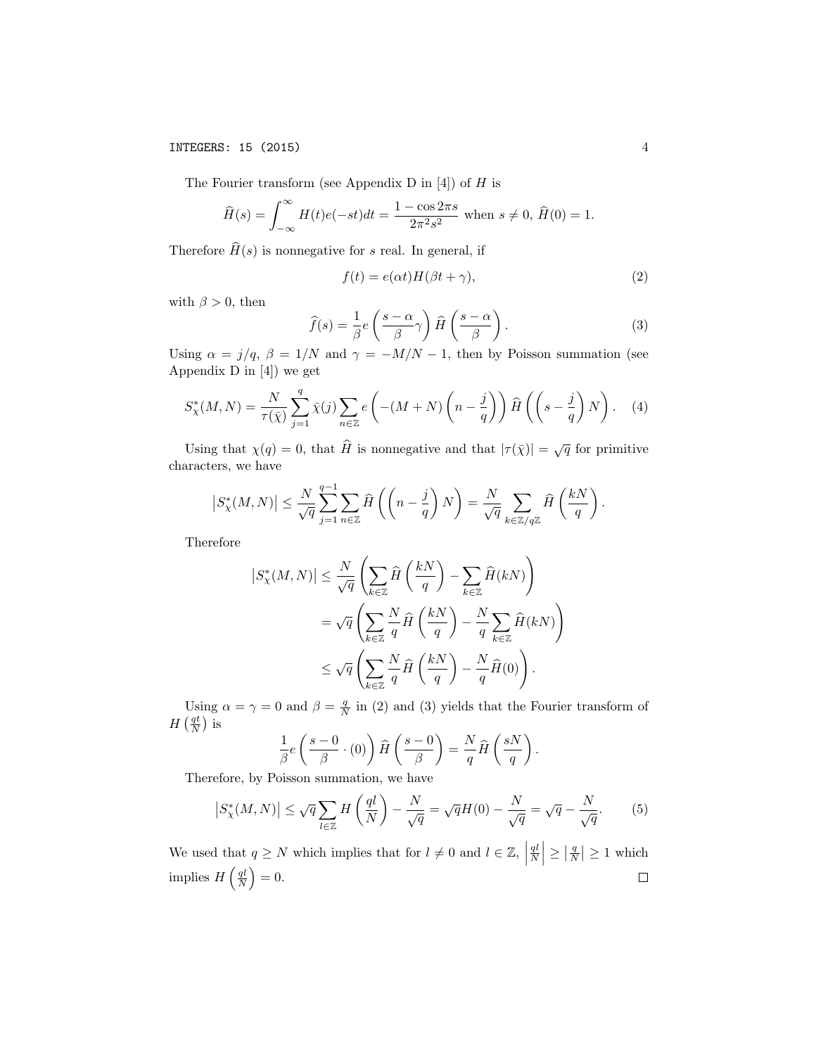The Fourier transform (see Appendix D in [4]) of $H$ is

$$\widehat{H}(s) = \int_{-\infty}^{\infty} H(t)e(-st)dt = \frac{1 - \cos 2\pi s}{2\pi^2 s^2} \text{ when } s \neq 0, \ \widehat{H}(0) = 1.$$

Therefore $\widehat{H}(s)$ is nonnegative for $s$ real. In general, if

$$f(t) = e(\alpha t)H(\beta t + \gamma), \tag{2}$$

with $\beta > 0$, then

$$\widehat{f}(s) = \frac{1}{\beta} e\left(\frac{s-\alpha}{\beta}\gamma\right) \widehat{H}\left(\frac{s-\alpha}{\beta}\right). \tag{3}$$

Using $\alpha = j/q$, $\beta = 1/N$ and $\gamma = -M/N - 1$, then by Poisson summation (see Appendix D in [4]) we get

$$S_\chi^*(M,N) = \frac{N}{\tau(\bar{\chi})} \sum_{j=1}^{q} \bar{\chi}(j) \sum_{n \in \mathbb{Z}} e\left(-(M+N)\left(n - \frac{j}{q}\right)\right) \widehat{H}\left(\left(s - \frac{j}{q}\right)N\right). \tag{4}$$

Using that $\chi(q) = 0$, that $\widehat{H}$ is nonnegative and that $|\tau(\bar{\chi})| = \sqrt{q}$ for primitive characters, we have

$$\left|S_\chi^*(M,N)\right| \leq \frac{N}{\sqrt{q}} \sum_{j=1}^{q-1} \sum_{n \in \mathbb{Z}} \widehat{H}\left(\left(n - \frac{j}{q}\right)N\right) = \frac{N}{\sqrt{q}} \sum_{k \in \mathbb{Z}/q\mathbb{Z}} \widehat{H}\left(\frac{kN}{q}\right).$$

Therefore

$$\begin{aligned}
\left|S_\chi^*(M,N)\right| &\leq \frac{N}{\sqrt{q}} \left(\sum_{k \in \mathbb{Z}} \widehat{H}\left(\frac{kN}{q}\right) - \sum_{k \in \mathbb{Z}} \widehat{H}(kN)\right) \\
&= \sqrt{q} \left(\sum_{k \in \mathbb{Z}} \frac{N}{q} \widehat{H}\left(\frac{kN}{q}\right) - \frac{N}{q} \sum_{k \in \mathbb{Z}} \widehat{H}(kN)\right) \\
&\leq \sqrt{q} \left(\sum_{k \in \mathbb{Z}} \frac{N}{q} \widehat{H}\left(\frac{kN}{q}\right) - \frac{N}{q} \widehat{H}(0)\right).
\end{aligned}$$

Using $\alpha = \gamma = 0$ and $\beta = \frac{q}{N}$ in (2) and (3) yields that the Fourier transform of $H\left(\frac{qt}{N}\right)$ is

$$\frac{1}{\beta} e\left(\frac{s-0}{\beta} \cdot (0)\right) \widehat{H}\left(\frac{s-0}{\beta}\right) = \frac{N}{q} \widehat{H}\left(\frac{sN}{q}\right).$$

Therefore, by Poisson summation, we have

$$\left|S_\chi^*(M,N)\right| \leq \sqrt{q} \sum_{l \in \mathbb{Z}} H\left(\frac{ql}{N}\right) - \frac{N}{\sqrt{q}} = \sqrt{q} H(0) - \frac{N}{\sqrt{q}} = \sqrt{q} - \frac{N}{\sqrt{q}}. \tag{5}$$

We used that $q \geq N$ which implies that for $l \neq 0$ and $l \in \mathbb{Z}$, $\left|\frac{ql}{N}\right| \geq \left|\frac{q}{N}\right| \geq 1$ which implies $H\left(\frac{ql}{N}\right) = 0$. $\square$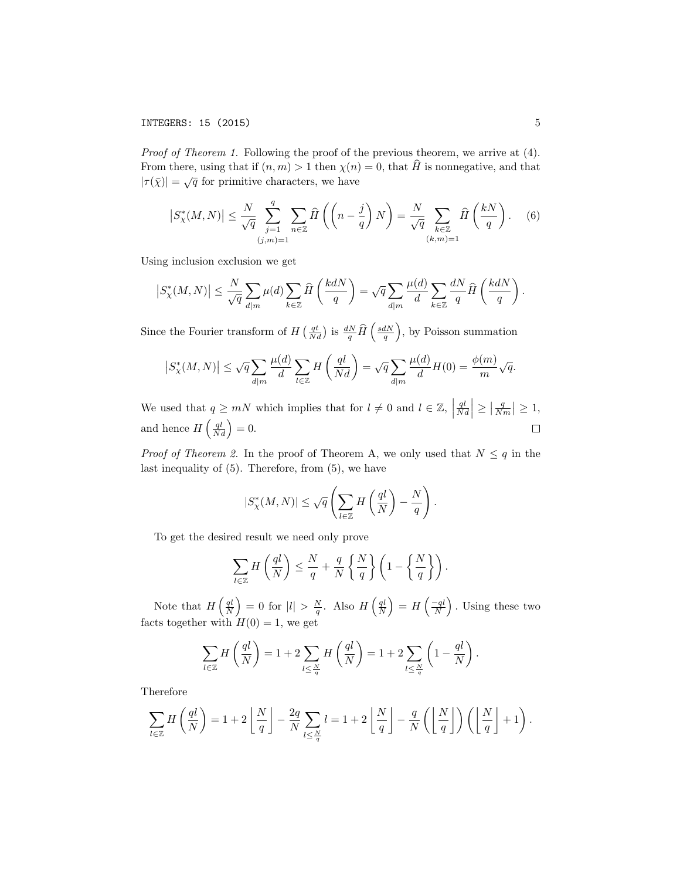*Proof of Theorem 1.* Following the proof of the previous theorem, we arrive at (4). From there, using that if $(n, m) > 1$ then $\chi(n) = 0$, that $\widehat{H}$ is nonnegative, and that $|\tau(\bar{\chi})| = \sqrt{q}$ for primitive characters, we have

$$\left|S_\chi^*(M,N)\right| \leq \frac{N}{\sqrt{q}} \sum_{\substack{j=1 \\ (j,m)=1}}^{q} \sum_{n \in \mathbb{Z}} \widehat{H}\left(\left(n - \frac{j}{q}\right) N\right) = \frac{N}{\sqrt{q}} \sum_{\substack{k \in \mathbb{Z} \\ (k,m)=1}} \widehat{H}\left(\frac{kN}{q}\right). \quad (6)$$

Using inclusion exclusion we get

$$\left|S_\chi^*(M,N)\right| \leq \frac{N}{\sqrt{q}} \sum_{d|m} \mu(d) \sum_{k \in \mathbb{Z}} \widehat{H}\left(\frac{kdN}{q}\right) = \sqrt{q} \sum_{d|m} \frac{\mu(d)}{d} \sum_{k \in \mathbb{Z}} \frac{dN}{q} \widehat{H}\left(\frac{kdN}{q}\right).$$

Since the Fourier transform of $H\left(\frac{qt}{Nd}\right)$ is $\frac{dN}{q}\widehat{H}\left(\frac{sdN}{q}\right)$, by Poisson summation

$$\left|S_\chi^*(M,N)\right| \leq \sqrt{q} \sum_{d|m} \frac{\mu(d)}{d} \sum_{l \in \mathbb{Z}} H\left(\frac{ql}{Nd}\right) = \sqrt{q} \sum_{d|m} \frac{\mu(d)}{d} H(0) = \frac{\phi(m)}{m}\sqrt{q}.$$

We used that $q \geq mN$ which implies that for $l \neq 0$ and $l \in \mathbb{Z}$, $\left|\frac{ql}{Nd}\right| \geq \left|\frac{q}{Nm}\right| \geq 1$, and hence $H\left(\frac{ql}{Nd}\right) = 0$. □

*Proof of Theorem 2.* In the proof of Theorem A, we only used that $N \leq q$ in the last inequality of (5). Therefore, from (5), we have

$$|S_\chi^*(M,N)| \leq \sqrt{q}\left(\sum_{l \in \mathbb{Z}} H\left(\frac{ql}{N}\right) - \frac{N}{q}\right).$$

To get the desired result we need only prove

$$\sum_{l \in \mathbb{Z}} H\left(\frac{ql}{N}\right) \leq \frac{N}{q} + \frac{q}{N}\left\{\frac{N}{q}\right\}\left(1 - \left\{\frac{N}{q}\right\}\right).$$

Note that $H\left(\frac{ql}{N}\right) = 0$ for $|l| > \frac{N}{q}$. Also $H\left(\frac{ql}{N}\right) = H\left(\frac{-ql}{N}\right)$. Using these two facts together with $H(0) = 1$, we get

$$\sum_{l \in \mathbb{Z}} H\left(\frac{ql}{N}\right) = 1 + 2\sum_{l \leq \frac{N}{q}} H\left(\frac{ql}{N}\right) = 1 + 2\sum_{l \leq \frac{N}{q}} \left(1 - \frac{ql}{N}\right).$$

Therefore

$$\sum_{l \in \mathbb{Z}} H\left(\frac{ql}{N}\right) = 1 + 2\left\lfloor \frac{N}{q} \right\rfloor - \frac{2q}{N}\sum_{l \leq \frac{N}{q}} l = 1 + 2\left\lfloor \frac{N}{q} \right\rfloor - \frac{q}{N}\left(\left\lfloor \frac{N}{q} \right\rfloor\right)\left(\left\lfloor \frac{N}{q} \right\rfloor + 1\right).$$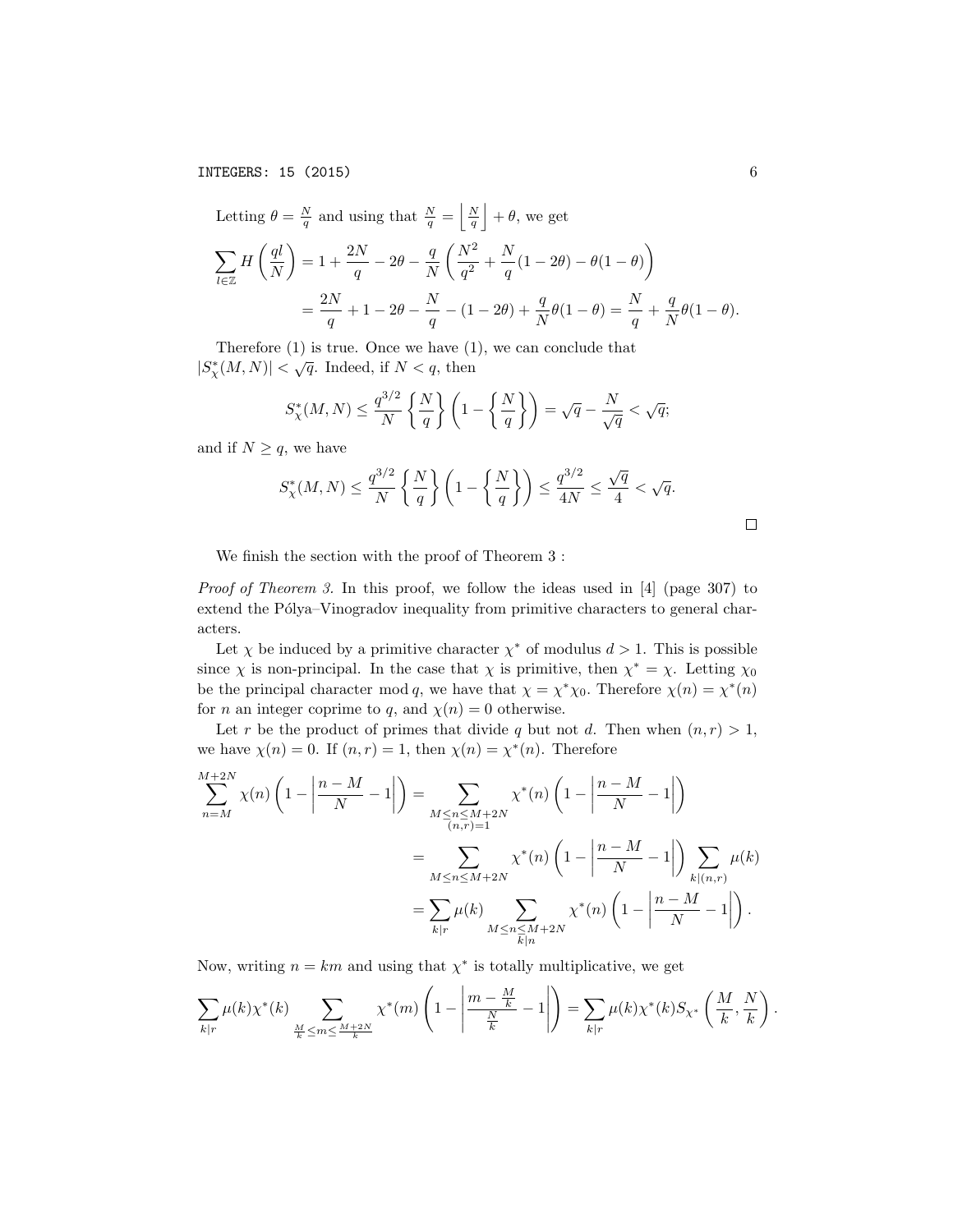Letting $\theta = \frac{N}{q}$ and using that $\frac{N}{q} = \left\lfloor \frac{N}{q} \right\rfloor + \theta$, we get

$$\sum_{l \in \mathbb{Z}} H\left(\frac{ql}{N}\right) = 1 + \frac{2N}{q} - 2\theta - \frac{q}{N}\left(\frac{N^2}{q^2} + \frac{N}{q}(1-2\theta) - \theta(1-\theta)\right)$$
$$= \frac{2N}{q} + 1 - 2\theta - \frac{N}{q} - (1-2\theta) + \frac{q}{N}\theta(1-\theta) = \frac{N}{q} + \frac{q}{N}\theta(1-\theta).$$

Therefore (1) is true. Once we have (1), we can conclude that $|S_\chi^*(M,N)| < \sqrt{q}$. Indeed, if $N < q$, then

$$S_\chi^*(M,N) \leq \frac{q^{3/2}}{N}\left\{\frac{N}{q}\right\}\left(1 - \left\{\frac{N}{q}\right\}\right) = \sqrt{q} - \frac{N}{\sqrt{q}} < \sqrt{q};$$

and if $N \geq q$, we have

$$S_\chi^*(M,N) \leq \frac{q^{3/2}}{N}\left\{\frac{N}{q}\right\}\left(1 - \left\{\frac{N}{q}\right\}\right) \leq \frac{q^{3/2}}{4N} \leq \frac{\sqrt{q}}{4} < \sqrt{q}.$$

□

We finish the section with the proof of Theorem 3 :

*Proof of Theorem 3.* In this proof, we follow the ideas used in [4] (page 307) to extend the Pólya–Vinogradov inequality from primitive characters to general characters.

Let $\chi$ be induced by a primitive character $\chi^*$ of modulus $d > 1$. This is possible since $\chi$ is non-principal. In the case that $\chi$ is primitive, then $\chi^* = \chi$. Letting $\chi_0$ be the principal character $\bmod q$, we have that $\chi = \chi^*\chi_0$. Therefore $\chi(n) = \chi^*(n)$ for $n$ an integer coprime to $q$, and $\chi(n) = 0$ otherwise.

Let $r$ be the product of primes that divide $q$ but not $d$. Then when $(n,r) > 1$, we have $\chi(n) = 0$. If $(n,r) = 1$, then $\chi(n) = \chi^*(n)$. Therefore

$$\sum_{n=M}^{M+2N} \chi(n)\left(1 - \left|\frac{n-M}{N} - 1\right|\right) = \sum_{\substack{M \leq n \leq M+2N \\ (n,r)=1}} \chi^*(n)\left(1 - \left|\frac{n-M}{N} - 1\right|\right)$$
$$= \sum_{M \leq n \leq M+2N} \chi^*(n)\left(1 - \left|\frac{n-M}{N} - 1\right|\right) \sum_{k|(n,r)} \mu(k)$$
$$= \sum_{k|r} \mu(k) \sum_{\substack{M \leq n \leq M+2N \\ k|n}} \chi^*(n)\left(1 - \left|\frac{n-M}{N} - 1\right|\right).$$

Now, writing $n = km$ and using that $\chi^*$ is totally multiplicative, we get

$$\sum_{k|r} \mu(k)\chi^*(k) \sum_{\frac{M}{k} \leq m \leq \frac{M+2N}{k}} \chi^*(m)\left(1 - \left|\frac{m - \frac{M}{k}}{\frac{N}{k}} - 1\right|\right) = \sum_{k|r} \mu(k)\chi^*(k) S_{\chi^*}\left(\frac{M}{k}, \frac{N}{k}\right).$$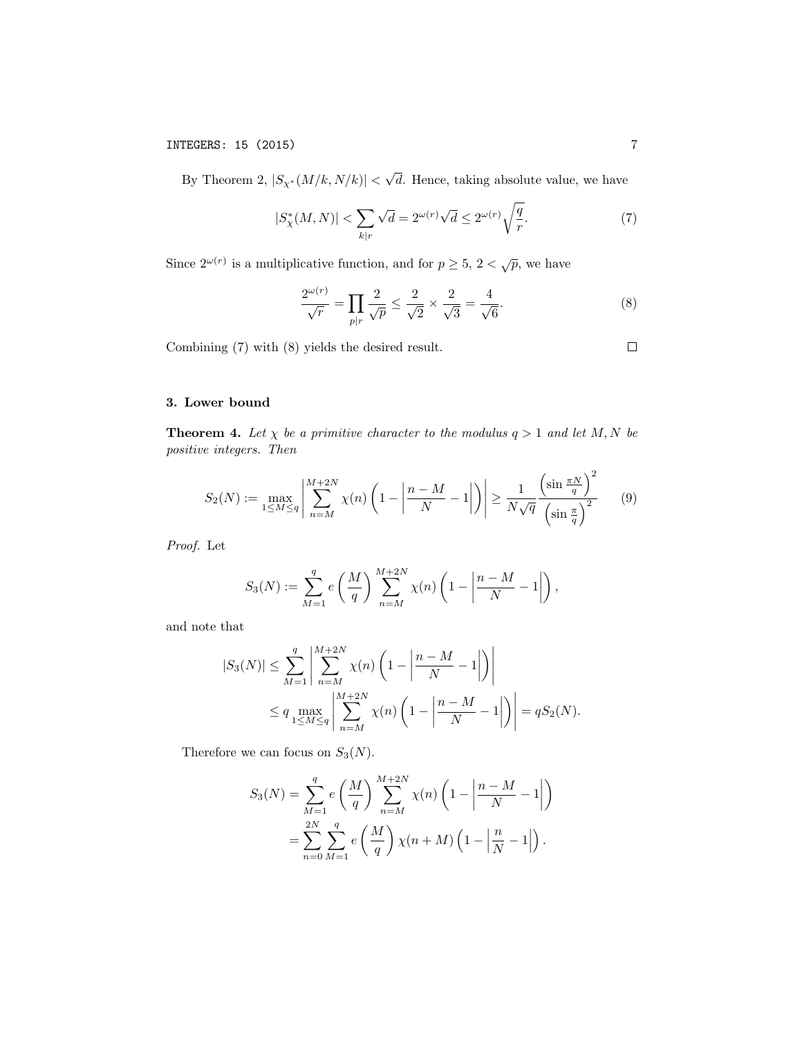By Theorem 2, $|S_{\chi^*}(M/k, N/k)| < \sqrt{d}$. Hence, taking absolute value, we have

$$|S^*_\chi(M,N)| < \sum_{k|r} \sqrt{d} = 2^{\omega(r)}\sqrt{d} \leq 2^{\omega(r)}\sqrt{\frac{q}{r}}. \tag{7}$$

Since $2^{\omega(r)}$ is a multiplicative function, and for $p \geq 5$, $2 < \sqrt{p}$, we have

$$\frac{2^{\omega(r)}}{\sqrt{r}} = \prod_{p|r} \frac{2}{\sqrt{p}} \leq \frac{2}{\sqrt{2}} \times \frac{2}{\sqrt{3}} = \frac{4}{\sqrt{6}}. \tag{8}$$

Combining (7) with (8) yields the desired result. $\square$

## 3. Lower bound

**Theorem 4.** *Let $\chi$ be a primitive character to the modulus $q > 1$ and let $M, N$ be positive integers. Then*

$$S_2(N) := \max_{1 \leq M \leq q} \left| \sum_{n=M}^{M+2N} \chi(n) \left(1 - \left|\frac{n-M}{N} - 1\right|\right) \right| \geq \frac{1}{N\sqrt{q}} \frac{\left(\sin \frac{\pi N}{q}\right)^2}{\left(\sin \frac{\pi}{q}\right)^2} \tag{9}$$

*Proof.* Let

$$S_3(N) := \sum_{M=1}^{q} e\left(\frac{M}{q}\right) \sum_{n=M}^{M+2N} \chi(n) \left(1 - \left|\frac{n-M}{N} - 1\right|\right),$$

and note that

$$\begin{aligned}
|S_3(N)| &\leq \sum_{M=1}^{q} \left| \sum_{n=M}^{M+2N} \chi(n) \left(1 - \left|\frac{n-M}{N} - 1\right|\right) \right| \\
&\leq q \max_{1 \leq M \leq q} \left| \sum_{n=M}^{M+2N} \chi(n) \left(1 - \left|\frac{n-M}{N} - 1\right|\right) \right| = qS_2(N).
\end{aligned}$$

Therefore we can focus on $S_3(N)$.

$$\begin{aligned}
S_3(N) &= \sum_{M=1}^{q} e\left(\frac{M}{q}\right) \sum_{n=M}^{M+2N} \chi(n) \left(1 - \left|\frac{n-M}{N} - 1\right|\right) \\
&= \sum_{n=0}^{2N} \sum_{M=1}^{q} e\left(\frac{M}{q}\right) \chi(n+M) \left(1 - \left|\frac{n}{N} - 1\right|\right).
\end{aligned}$$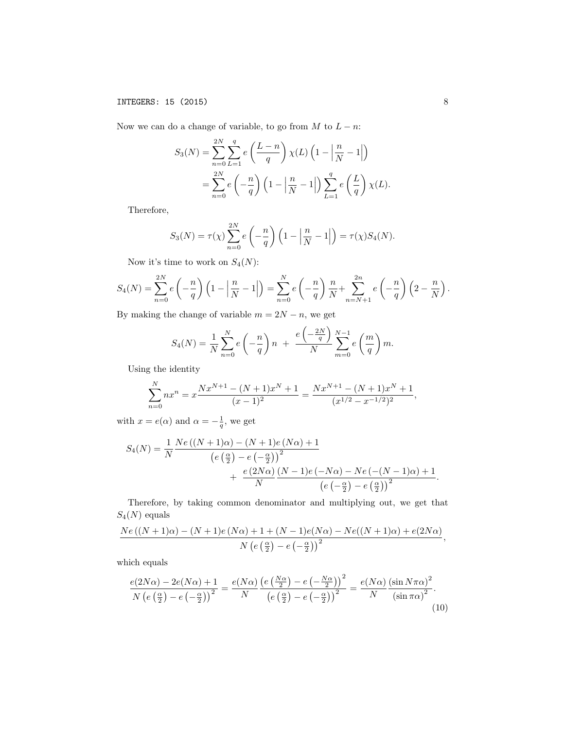Now we can do a change of variable, to go from $M$ to $L-n$:

$$
\begin{aligned}
S_3(N) &= \sum_{n=0}^{2N} \sum_{L=1}^{q} e\left(\frac{L-n}{q}\right) \chi(L) \left(1 - \left|\frac{n}{N} - 1\right|\right) \\
&= \sum_{n=0}^{2N} e\left(-\frac{n}{q}\right) \left(1 - \left|\frac{n}{N} - 1\right|\right) \sum_{L=1}^{q} e\left(\frac{L}{q}\right) \chi(L).
\end{aligned}
$$

Therefore,

$$
S_3(N) = \tau(\chi) \sum_{n=0}^{2N} e\left(-\frac{n}{q}\right) \left(1 - \left|\frac{n}{N} - 1\right|\right) = \tau(\chi) S_4(N).
$$

Now it's time to work on $S_4(N)$:

$$
S_4(N) = \sum_{n=0}^{2N} e\left(-\frac{n}{q}\right) \left(1 - \left|\frac{n}{N} - 1\right|\right) = \sum_{n=0}^{N} e\left(-\frac{n}{q}\right) \frac{n}{N} + \sum_{n=N+1}^{2n} e\left(-\frac{n}{q}\right) \left(2 - \frac{n}{N}\right).
$$

By making the change of variable $m = 2N - n$, we get

$$
S_4(N) = \frac{1}{N} \sum_{n=0}^{N} e\left(-\frac{n}{q}\right) n \; + \; \frac{e\left(-\frac{2N}{q}\right)}{N} \sum_{m=0}^{N-1} e\left(\frac{m}{q}\right) m.
$$

Using the identity

$$
\sum_{n=0}^{N} n x^n = x \frac{N x^{N+1} - (N+1) x^N + 1}{(x-1)^2} = \frac{N x^{N+1} - (N+1) x^N + 1}{(x^{1/2} - x^{-1/2})^2},
$$

with $x = e(\alpha)$ and $\alpha = -\frac{1}{q}$, we get

$$
\begin{aligned}
S_4(N) = \frac{1}{N} & \frac{N e\left((N+1)\alpha\right) - (N+1) e\left(N\alpha\right) + 1}{\left(e\left(\frac{\alpha}{2}\right) - e\left(-\frac{\alpha}{2}\right)\right)^2} \\
& \qquad + \; \frac{e\left(2N\alpha\right)}{N} \frac{(N-1) e\left(-N\alpha\right) - N e\left(-(N-1)\alpha\right) + 1}{\left(e\left(-\frac{\alpha}{2}\right) - e\left(\frac{\alpha}{2}\right)\right)^2}.
\end{aligned}
$$

Therefore, by taking common denominator and multiplying out, we get that $S_4(N)$ equals

$$
\frac{N e\left((N+1)\alpha\right) - (N+1) e\left(N\alpha\right) + 1 + (N-1) e(N\alpha) - N e((N+1)\alpha) + e(2N\alpha)}{N\left(e\left(\frac{\alpha}{2}\right) - e\left(-\frac{\alpha}{2}\right)\right)^2},
$$

which equals

$$
\frac{e(2N\alpha) - 2e(N\alpha) + 1}{N\left(e\left(\frac{\alpha}{2}\right) - e\left(-\frac{\alpha}{2}\right)\right)^2} = \frac{e(N\alpha)}{N} \frac{\left(e\left(\frac{N\alpha}{2}\right) - e\left(-\frac{N\alpha}{2}\right)\right)^2}{\left(e\left(\frac{\alpha}{2}\right) - e\left(-\frac{\alpha}{2}\right)\right)^2} = \frac{e(N\alpha)}{N} \frac{\left(\sin N\pi\alpha\right)^2}{\left(\sin \pi\alpha\right)^2}. \tag{10}
$$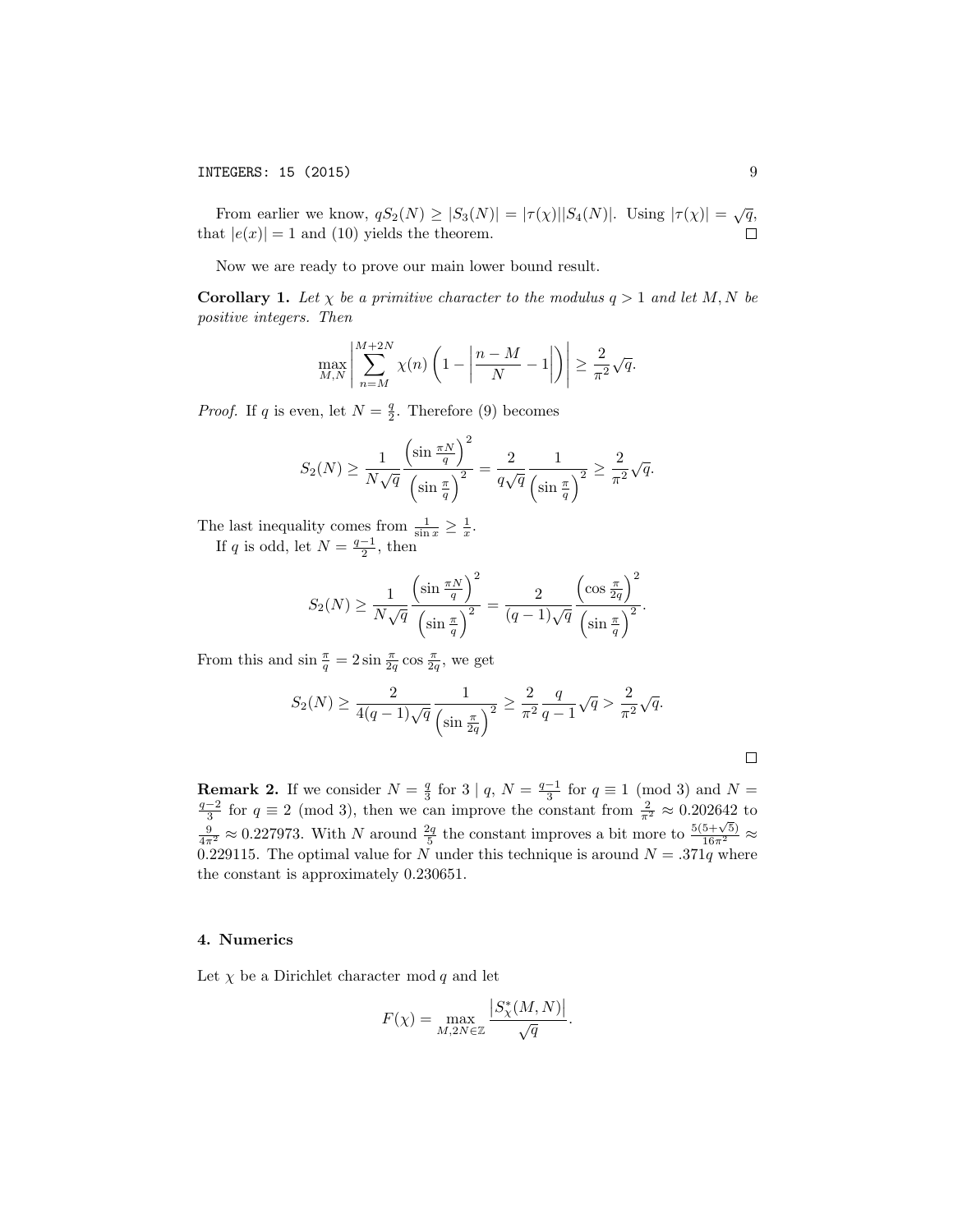From earlier we know, $qS_2(N) \geq |S_3(N)| = |\tau(\chi)||S_4(N)|$. Using $|\tau(\chi)| = \sqrt{q}$, that $|e(x)| = 1$ and (10) yields the theorem. $\square$

Now we are ready to prove our main lower bound result.

**Corollary 1.** *Let $\chi$ be a primitive character to the modulus $q > 1$ and let $M, N$ be positive integers. Then*

$$\max_{M,N} \left| \sum_{n=M}^{M+2N} \chi(n) \left( 1 - \left| \frac{n-M}{N} - 1 \right| \right) \right| \geq \frac{2}{\pi^2} \sqrt{q}.$$

*Proof.* If $q$ is even, let $N = \frac{q}{2}$. Therefore (9) becomes

$$S_2(N) \geq \frac{1}{N\sqrt{q}} \frac{\left(\sin \frac{\pi N}{q}\right)^2}{\left(\sin \frac{\pi}{q}\right)^2} = \frac{2}{q\sqrt{q}} \frac{1}{\left(\sin \frac{\pi}{q}\right)^2} \geq \frac{2}{\pi^2}\sqrt{q}.$$

The last inequality comes from $\frac{1}{\sin x} \geq \frac{1}{x}$.

If $q$ is odd, let $N = \frac{q-1}{2}$, then

$$S_2(N) \geq \frac{1}{N\sqrt{q}} \frac{\left(\sin \frac{\pi N}{q}\right)^2}{\left(\sin \frac{\pi}{q}\right)^2} = \frac{2}{(q-1)\sqrt{q}} \frac{\left(\cos \frac{\pi}{2q}\right)^2}{\left(\sin \frac{\pi}{q}\right)^2}.$$

From this and $\sin \frac{\pi}{q} = 2 \sin \frac{\pi}{2q} \cos \frac{\pi}{2q}$, we get

$$S_2(N) \geq \frac{2}{4(q-1)\sqrt{q}} \frac{1}{\left(\sin \frac{\pi}{2q}\right)^2} \geq \frac{2}{\pi^2} \frac{q}{q-1} \sqrt{q} > \frac{2}{\pi^2}\sqrt{q}.$$

$\square$

**Remark 2.** If we consider $N = \frac{q}{3}$ for $3 \mid q$, $N = \frac{q-1}{3}$ for $q \equiv 1 \pmod 3$ and $N = \frac{q-2}{3}$ for $q \equiv 2 \pmod 3$, then we can improve the constant from $\frac{2}{\pi^2} \approx 0.202642$ to $\frac{9}{4\pi^2} \approx 0.227973$. With $N$ around $\frac{2q}{5}$ the constant improves a bit more to $\frac{5(5+\sqrt{5})}{16\pi^2} \approx 0.229115$. The optimal value for $N$ under this technique is around $N = .371q$ where the constant is approximately 0.230651.

## 4. Numerics

Let $\chi$ be a Dirichlet character mod $q$ and let

$$F(\chi) = \max_{M, 2N \in \mathbb{Z}} \frac{\left|S^*_\chi(M,N)\right|}{\sqrt{q}}.$$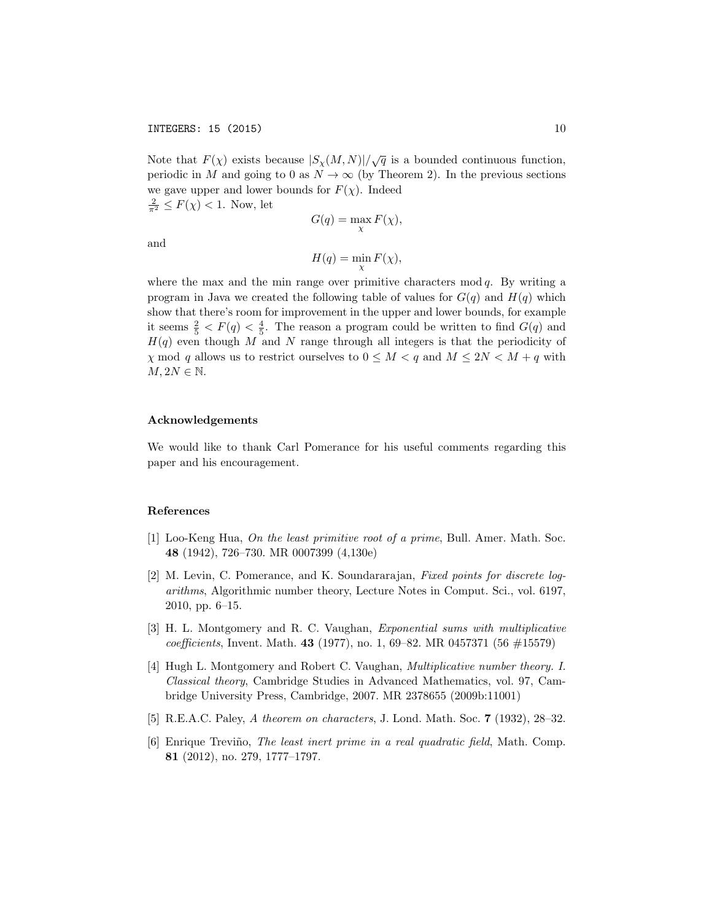Note that $F(\chi)$ exists because $|S_\chi(M,N)|/\sqrt{q}$ is a bounded continuous function, periodic in $M$ and going to 0 as $N \to \infty$ (by Theorem 2). In the previous sections we gave upper and lower bounds for $F(\chi)$. Indeed
$\frac{2}{\pi^2} \leq F(\chi) < 1$. Now, let

$$G(q) = \max_{\chi} F(\chi),$$

and

$$H(q) = \min_{\chi} F(\chi),$$

where the max and the min range over primitive characters mod $q$. By writing a program in Java we created the following table of values for $G(q)$ and $H(q)$ which show that there's room for improvement in the upper and lower bounds, for example it seems $\frac{2}{5} < F(q) < \frac{4}{5}$. The reason a program could be written to find $G(q)$ and $H(q)$ even though $M$ and $N$ range through all integers is that the periodicity of $\chi$ mod $q$ allows us to restrict ourselves to $0 \leq M < q$ and $M \leq 2N < M + q$ with $M, 2N \in \mathbb{N}$.

### Acknowledgements

We would like to thank Carl Pomerance for his useful comments regarding this paper and his encouragement.

### References

[1] Loo-Keng Hua, *On the least primitive root of a prime*, Bull. Amer. Math. Soc. **48** (1942), 726–730. MR 0007399 (4,130e)

[2] M. Levin, C. Pomerance, and K. Soundararajan, *Fixed points for discrete logarithms*, Algorithmic number theory, Lecture Notes in Comput. Sci., vol. 6197, 2010, pp. 6–15.

[3] H. L. Montgomery and R. C. Vaughan, *Exponential sums with multiplicative coefficients*, Invent. Math. **43** (1977), no. 1, 69–82. MR 0457371 (56 #15579)

[4] Hugh L. Montgomery and Robert C. Vaughan, *Multiplicative number theory. I. Classical theory*, Cambridge Studies in Advanced Mathematics, vol. 97, Cambridge University Press, Cambridge, 2007. MR 2378655 (2009b:11001)

[5] R.E.A.C. Paley, *A theorem on characters*, J. Lond. Math. Soc. **7** (1932), 28–32.

[6] Enrique Treviño, *The least inert prime in a real quadratic field*, Math. Comp. **81** (2012), no. 279, 1777–1797.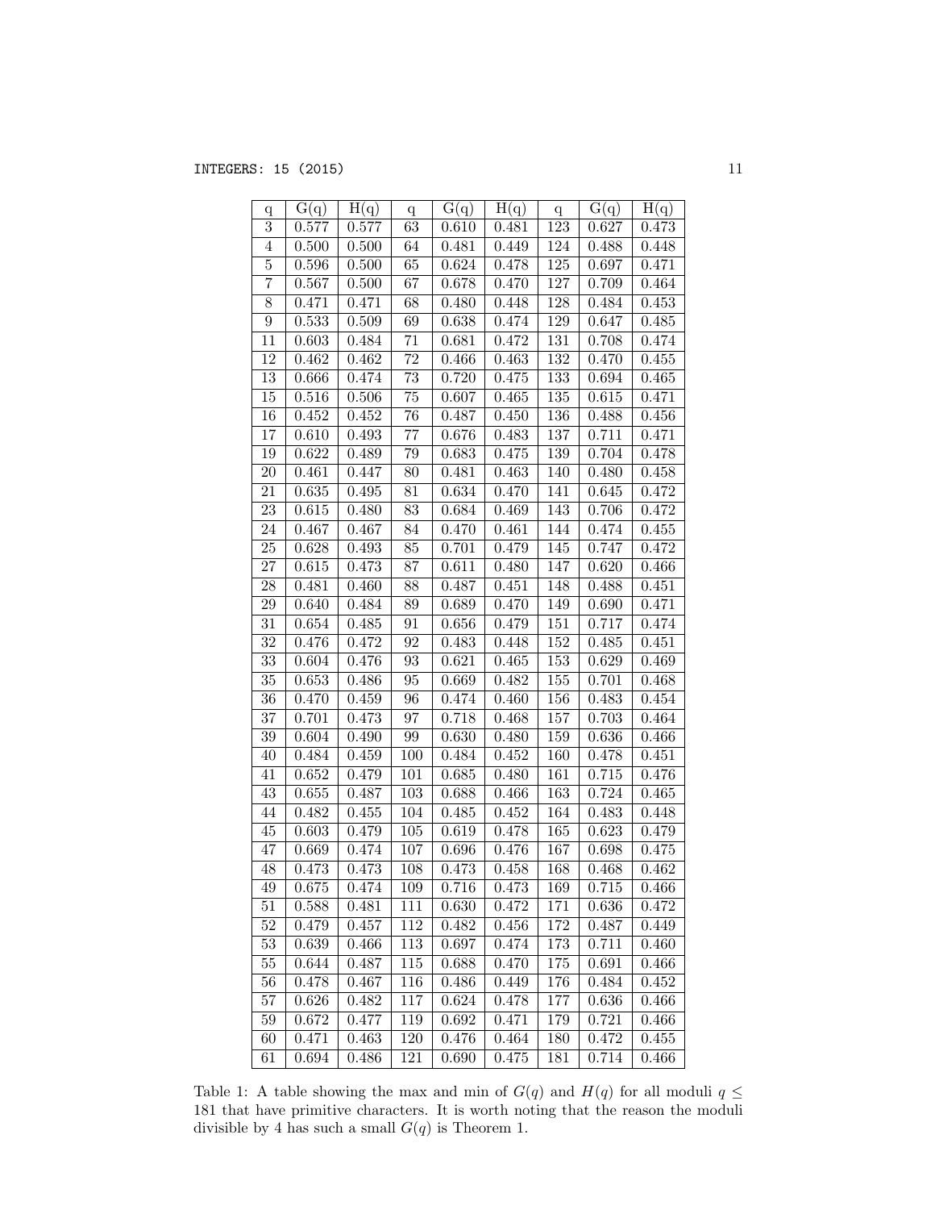| q | G(q) | H(q) | q | G(q) | H(q) | q | G(q) | H(q) |
|---|---|---|---|---|---|---|---|---|
| 3 | 0.577 | 0.577 | 63 | 0.610 | 0.481 | 123 | 0.627 | 0.473 |
| 4 | 0.500 | 0.500 | 64 | 0.481 | 0.449 | 124 | 0.488 | 0.448 |
| 5 | 0.596 | 0.500 | 65 | 0.624 | 0.478 | 125 | 0.697 | 0.471 |
| 7 | 0.567 | 0.500 | 67 | 0.678 | 0.470 | 127 | 0.709 | 0.464 |
| 8 | 0.471 | 0.471 | 68 | 0.480 | 0.448 | 128 | 0.484 | 0.453 |
| 9 | 0.533 | 0.509 | 69 | 0.638 | 0.474 | 129 | 0.647 | 0.485 |
| 11 | 0.603 | 0.484 | 71 | 0.681 | 0.472 | 131 | 0.708 | 0.474 |
| 12 | 0.462 | 0.462 | 72 | 0.466 | 0.463 | 132 | 0.470 | 0.455 |
| 13 | 0.666 | 0.474 | 73 | 0.720 | 0.475 | 133 | 0.694 | 0.465 |
| 15 | 0.516 | 0.506 | 75 | 0.607 | 0.465 | 135 | 0.615 | 0.471 |
| 16 | 0.452 | 0.452 | 76 | 0.487 | 0.450 | 136 | 0.488 | 0.456 |
| 17 | 0.610 | 0.493 | 77 | 0.676 | 0.483 | 137 | 0.711 | 0.471 |
| 19 | 0.622 | 0.489 | 79 | 0.683 | 0.475 | 139 | 0.704 | 0.478 |
| 20 | 0.461 | 0.447 | 80 | 0.481 | 0.463 | 140 | 0.480 | 0.458 |
| 21 | 0.635 | 0.495 | 81 | 0.634 | 0.470 | 141 | 0.645 | 0.472 |
| 23 | 0.615 | 0.480 | 83 | 0.684 | 0.469 | 143 | 0.706 | 0.472 |
| 24 | 0.467 | 0.467 | 84 | 0.470 | 0.461 | 144 | 0.474 | 0.455 |
| 25 | 0.628 | 0.493 | 85 | 0.701 | 0.479 | 145 | 0.747 | 0.472 |
| 27 | 0.615 | 0.473 | 87 | 0.611 | 0.480 | 147 | 0.620 | 0.466 |
| 28 | 0.481 | 0.460 | 88 | 0.487 | 0.451 | 148 | 0.488 | 0.451 |
| 29 | 0.640 | 0.484 | 89 | 0.689 | 0.470 | 149 | 0.690 | 0.471 |
| 31 | 0.654 | 0.485 | 91 | 0.656 | 0.479 | 151 | 0.717 | 0.474 |
| 32 | 0.476 | 0.472 | 92 | 0.483 | 0.448 | 152 | 0.485 | 0.451 |
| 33 | 0.604 | 0.476 | 93 | 0.621 | 0.465 | 153 | 0.629 | 0.469 |
| 35 | 0.653 | 0.486 | 95 | 0.669 | 0.482 | 155 | 0.701 | 0.468 |
| 36 | 0.470 | 0.459 | 96 | 0.474 | 0.460 | 156 | 0.483 | 0.454 |
| 37 | 0.701 | 0.473 | 97 | 0.718 | 0.468 | 157 | 0.703 | 0.464 |
| 39 | 0.604 | 0.490 | 99 | 0.630 | 0.480 | 159 | 0.636 | 0.466 |
| 40 | 0.484 | 0.459 | 100 | 0.484 | 0.452 | 160 | 0.478 | 0.451 |
| 41 | 0.652 | 0.479 | 101 | 0.685 | 0.480 | 161 | 0.715 | 0.476 |
| 43 | 0.655 | 0.487 | 103 | 0.688 | 0.466 | 163 | 0.724 | 0.465 |
| 44 | 0.482 | 0.455 | 104 | 0.485 | 0.452 | 164 | 0.483 | 0.448 |
| 45 | 0.603 | 0.479 | 105 | 0.619 | 0.478 | 165 | 0.623 | 0.479 |
| 47 | 0.669 | 0.474 | 107 | 0.696 | 0.476 | 167 | 0.698 | 0.475 |
| 48 | 0.473 | 0.473 | 108 | 0.473 | 0.458 | 168 | 0.468 | 0.462 |
| 49 | 0.675 | 0.474 | 109 | 0.716 | 0.473 | 169 | 0.715 | 0.466 |
| 51 | 0.588 | 0.481 | 111 | 0.630 | 0.472 | 171 | 0.636 | 0.472 |
| 52 | 0.479 | 0.457 | 112 | 0.482 | 0.456 | 172 | 0.487 | 0.449 |
| 53 | 0.639 | 0.466 | 113 | 0.697 | 0.474 | 173 | 0.711 | 0.460 |
| 55 | 0.644 | 0.487 | 115 | 0.688 | 0.470 | 175 | 0.691 | 0.466 |
| 56 | 0.478 | 0.467 | 116 | 0.486 | 0.449 | 176 | 0.484 | 0.452 |
| 57 | 0.626 | 0.482 | 117 | 0.624 | 0.478 | 177 | 0.636 | 0.466 |
| 59 | 0.672 | 0.477 | 119 | 0.692 | 0.471 | 179 | 0.721 | 0.466 |
| 60 | 0.471 | 0.463 | 120 | 0.476 | 0.464 | 180 | 0.472 | 0.455 |
| 61 | 0.694 | 0.486 | 121 | 0.690 | 0.475 | 181 | 0.714 | 0.466 |

Table 1: A table showing the max and min of $G(q)$ and $H(q)$ for all moduli $q \leq 181$ that have primitive characters. It is worth noting that the reason the moduli divisible by 4 has such a small $G(q)$ is Theorem 1.